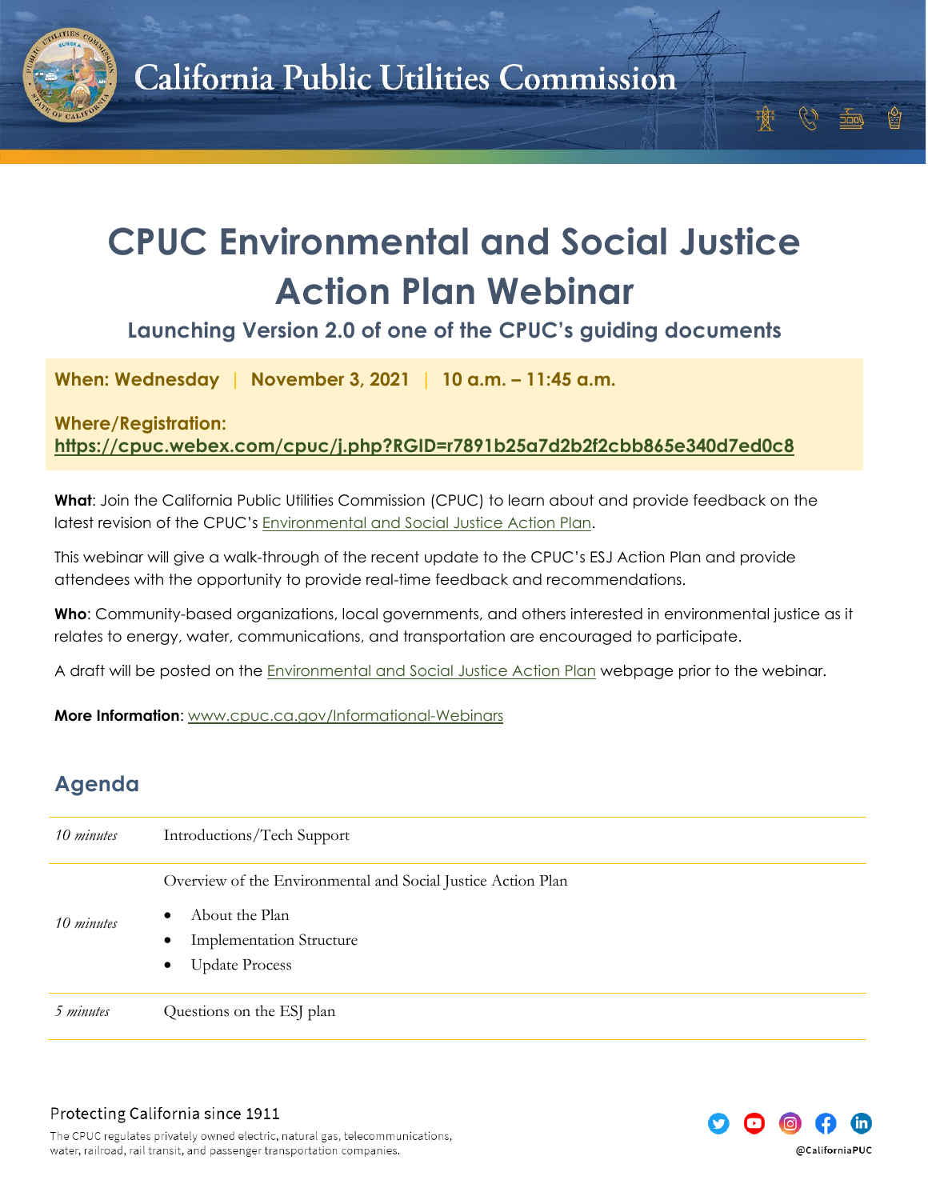California Public Utilities Commission

# CPUC Environmental and Social Justice Action Plan Webinar

### Launching Version 2.0 of one of the CPUC's guiding documents

**When: Wednesday | November 3, 2021 | 10 a.m. – 11:45 a.m.**

**Where/Registration:**
**https://cpuc.webex.com/cpuc/j.php?RGID=r7891b25a7d2b2f2cbb865e340d7ed0c8**

**What**: Join the California Public Utilities Commission (CPUC) to learn about and provide feedback on the latest revision of the CPUC's Environmental and Social Justice Action Plan.

This webinar will give a walk-through of the recent update to the CPUC's ESJ Action Plan and provide attendees with the opportunity to provide real-time feedback and recommendations.

**Who**: Community-based organizations, local governments, and others interested in environmental justice as it relates to energy, water, communications, and transportation are encouraged to participate.

A draft will be posted on the Environmental and Social Justice Action Plan webpage prior to the webinar.

**More Information**: www.cpuc.ca.gov/Informational-Webinars

## Agenda

| | |
|---|---|
| *10 minutes* | Introductions/Tech Support |
| *10 minutes* | Overview of the Environmental and Social Justice Action Plan<br>• About the Plan<br>• Implementation Structure<br>• Update Process |
| *5 minutes* | Questions on the ESJ plan |

Protecting California since 1911

The CPUC regulates privately owned electric, natural gas, telecommunications, water, railroad, rail transit, and passenger transportation companies.

@CaliforniaPUC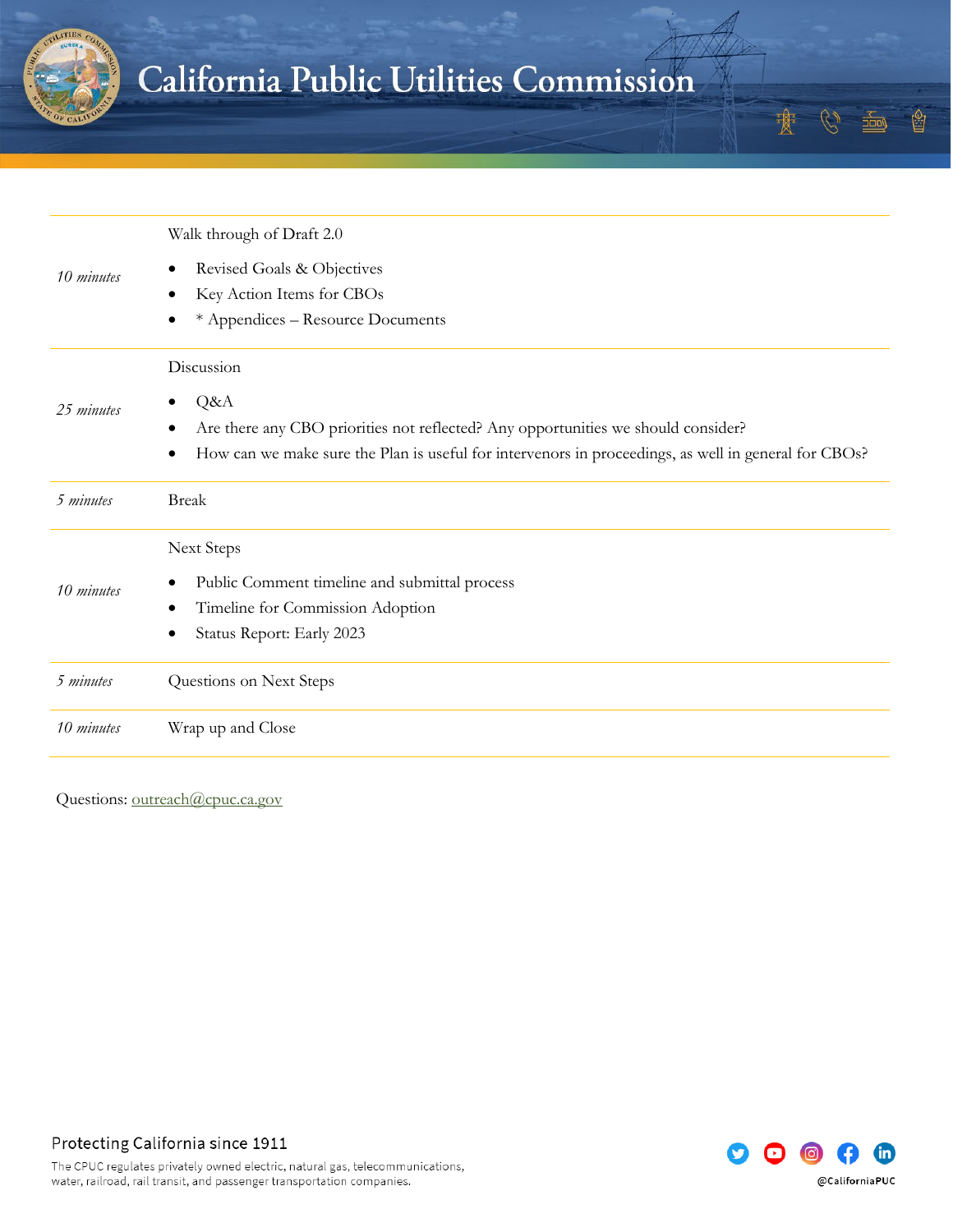| | |
|---|---|
| *10 minutes* | Walk through of Draft 2.0<br>• Revised Goals & Objectives<br>• Key Action Items for CBOs<br>• * Appendices – Resource Documents |
| *25 minutes* | Discussion<br>• Q&A<br>• Are there any CBO priorities not reflected? Any opportunities we should consider?<br>• How can we make sure the Plan is useful for intervenors in proceedings, as well in general for CBOs? |
| *5 minutes* | Break |
| *10 minutes* | Next Steps<br>• Public Comment timeline and submittal process<br>• Timeline for Commission Adoption<br>• Status Report: Early 2023 |
| *5 minutes* | Questions on Next Steps |
| *10 minutes* | Wrap up and Close |

Questions: outreach@cpuc.ca.gov